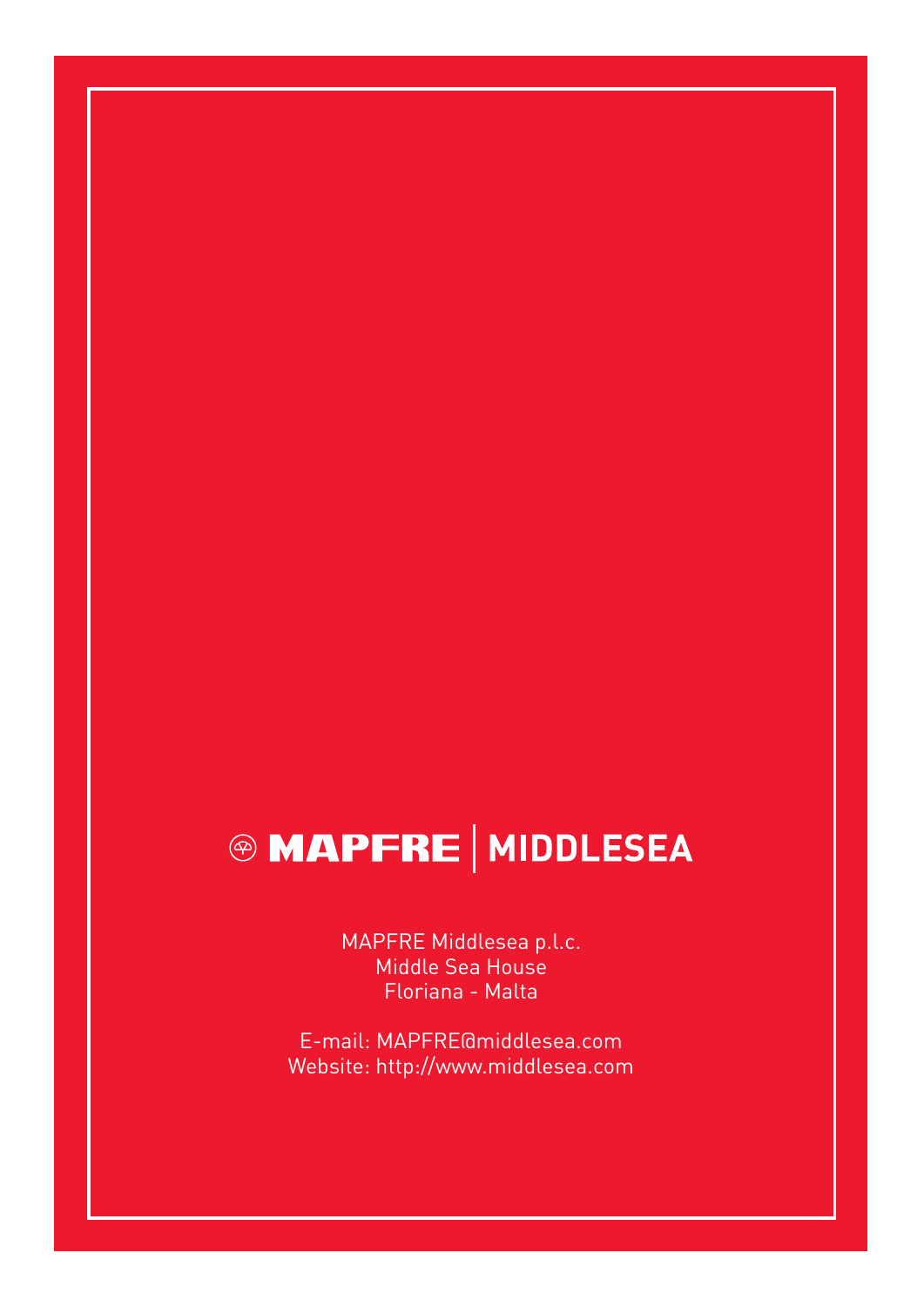MAPFRE | MIDDLESEA

MAPFRE Middlesea p.l.c.
Middle Sea House
Floriana - Malta

E-mail: MAPFRE@middlesea.com
Website: http://www.middlesea.com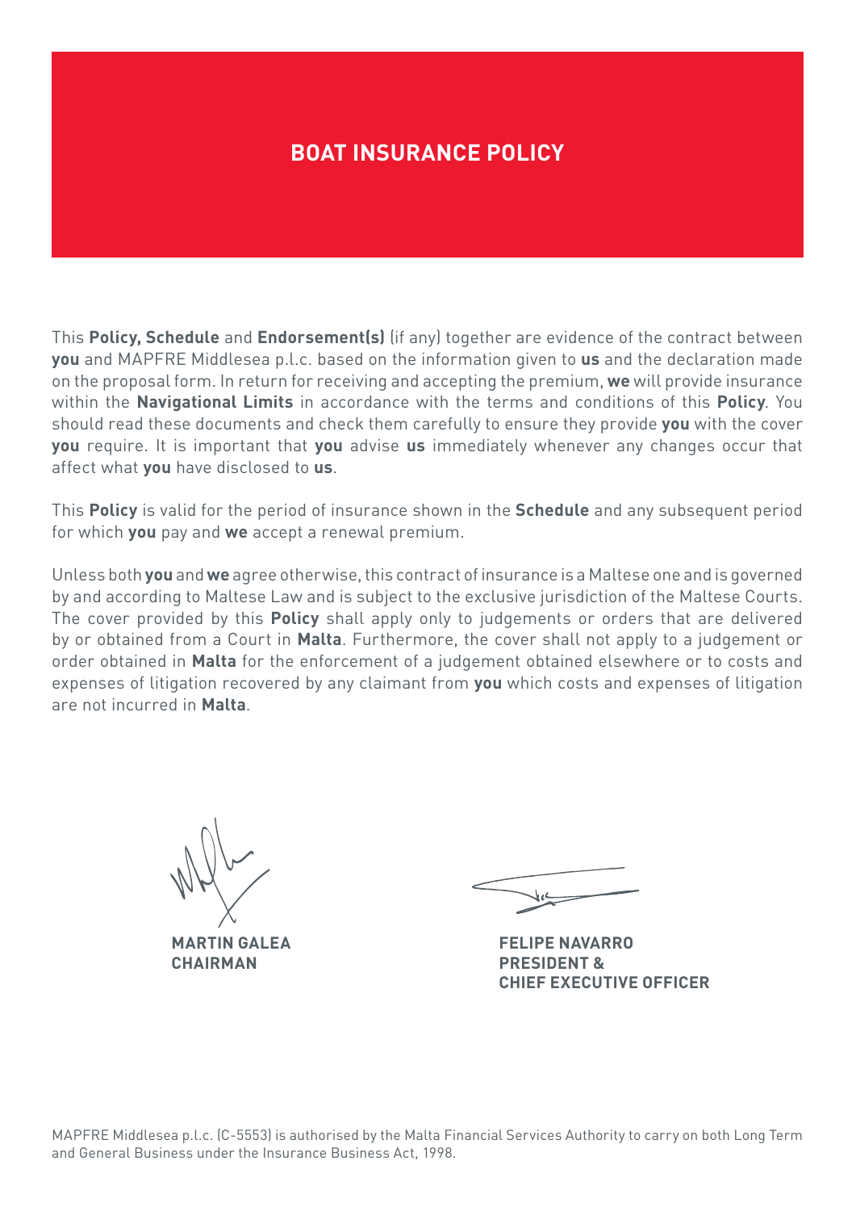# BOAT INSURANCE POLICY

This **Policy, Schedule** and **Endorsement(s)** (if any) together are evidence of the contract between **you** and MAPFRE Middlesea p.l.c. based on the information given to **us** and the declaration made on the proposal form. In return for receiving and accepting the premium, **we** will provide insurance within the **Navigational Limits** in accordance with the terms and conditions of this **Policy**. You should read these documents and check them carefully to ensure they provide **you** with the cover **you** require. It is important that **you** advise **us** immediately whenever any changes occur that affect what **you** have disclosed to **us**.

This **Policy** is valid for the period of insurance shown in the **Schedule** and any subsequent period for which **you** pay and **we** accept a renewal premium.

Unless both **you** and **we** agree otherwise, this contract of insurance is a Maltese one and is governed by and according to Maltese Law and is subject to the exclusive jurisdiction of the Maltese Courts. The cover provided by this **Policy** shall apply only to judgements or orders that are delivered by or obtained from a Court in **Malta**. Furthermore, the cover shall not apply to a judgement or order obtained in **Malta** for the enforcement of a judgement obtained elsewhere or to costs and expenses of litigation recovered by any claimant from **you** which costs and expenses of litigation are not incurred in **Malta**.

**MARTIN GALEA**
**CHAIRMAN**

**FELIPE NAVARRO**
**PRESIDENT &**
**CHIEF EXECUTIVE OFFICER**

MAPFRE Middlesea p.l.c. (C-5553) is authorised by the Malta Financial Services Authority to carry on both Long Term and General Business under the Insurance Business Act, 1998.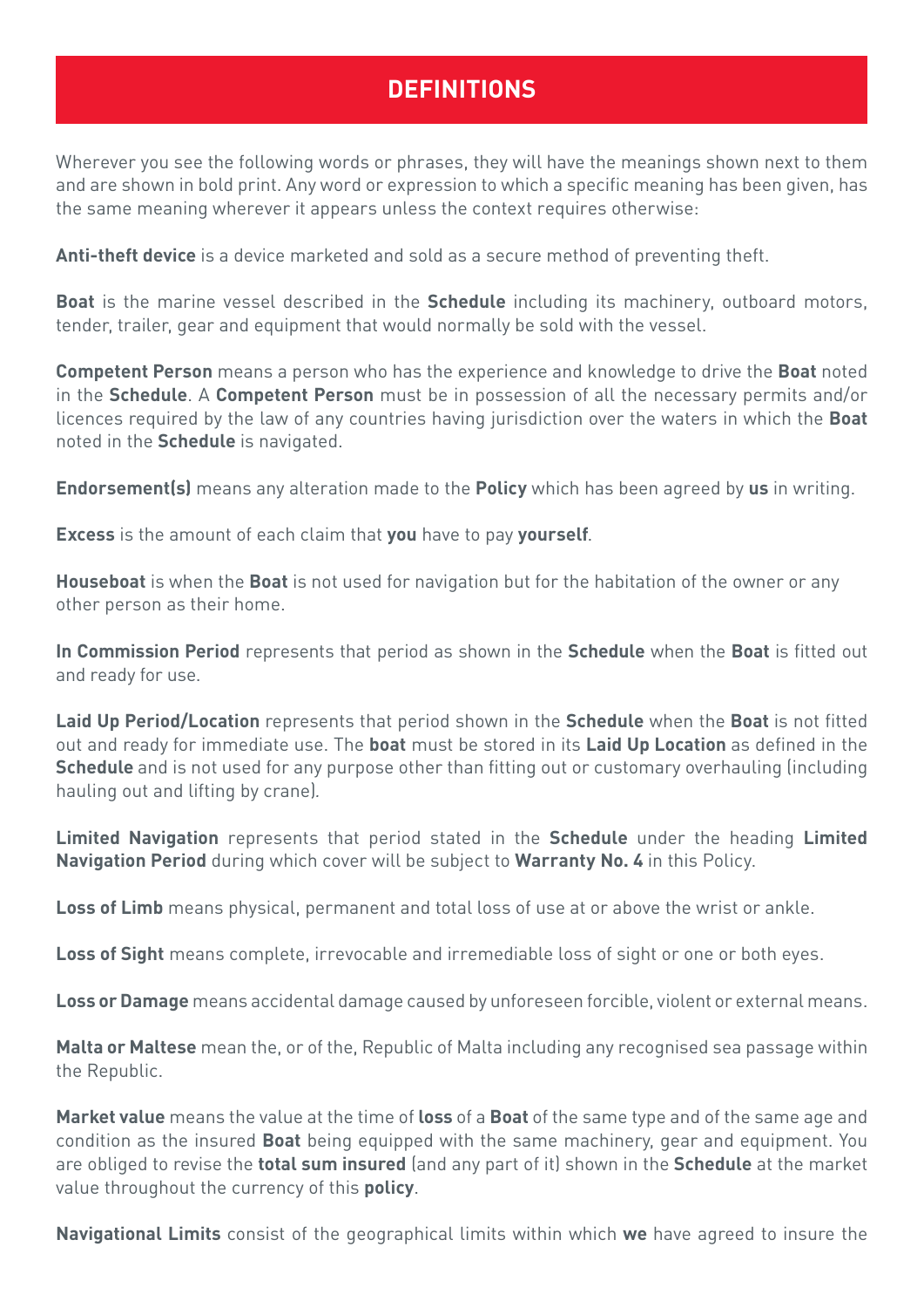# DEFINITIONS

Wherever you see the following words or phrases, they will have the meanings shown next to them and are shown in bold print. Any word or expression to which a specific meaning has been given, has the same meaning wherever it appears unless the context requires otherwise:

**Anti-theft device** is a device marketed and sold as a secure method of preventing theft.

**Boat** is the marine vessel described in the **Schedule** including its machinery, outboard motors, tender, trailer, gear and equipment that would normally be sold with the vessel.

**Competent Person** means a person who has the experience and knowledge to drive the **Boat** noted in the **Schedule**. A **Competent Person** must be in possession of all the necessary permits and/or licences required by the law of any countries having jurisdiction over the waters in which the **Boat** noted in the **Schedule** is navigated.

**Endorsement(s)** means any alteration made to the **Policy** which has been agreed by **us** in writing.

**Excess** is the amount of each claim that **you** have to pay **yourself**.

**Houseboat** is when the **Boat** is not used for navigation but for the habitation of the owner or any other person as their home.

**In Commission Period** represents that period as shown in the **Schedule** when the **Boat** is fitted out and ready for use.

**Laid Up Period/Location** represents that period shown in the **Schedule** when the **Boat** is not fitted out and ready for immediate use. The **boat** must be stored in its **Laid Up Location** as defined in the **Schedule** and is not used for any purpose other than fitting out or customary overhauling (including hauling out and lifting by crane).

**Limited Navigation** represents that period stated in the **Schedule** under the heading **Limited Navigation Period** during which cover will be subject to **Warranty No. 4** in this Policy.

**Loss of Limb** means physical, permanent and total loss of use at or above the wrist or ankle.

**Loss of Sight** means complete, irrevocable and irremediable loss of sight or one or both eyes.

**Loss or Damage** means accidental damage caused by unforeseen forcible, violent or external means.

**Malta or Maltese** mean the, or of the, Republic of Malta including any recognised sea passage within the Republic.

**Market value** means the value at the time of **loss** of a **Boat** of the same type and of the same age and condition as the insured **Boat** being equipped with the same machinery, gear and equipment. You are obliged to revise the **total sum insured** (and any part of it) shown in the **Schedule** at the market value throughout the currency of this **policy**.

**Navigational Limits** consist of the geographical limits within which **we** have agreed to insure the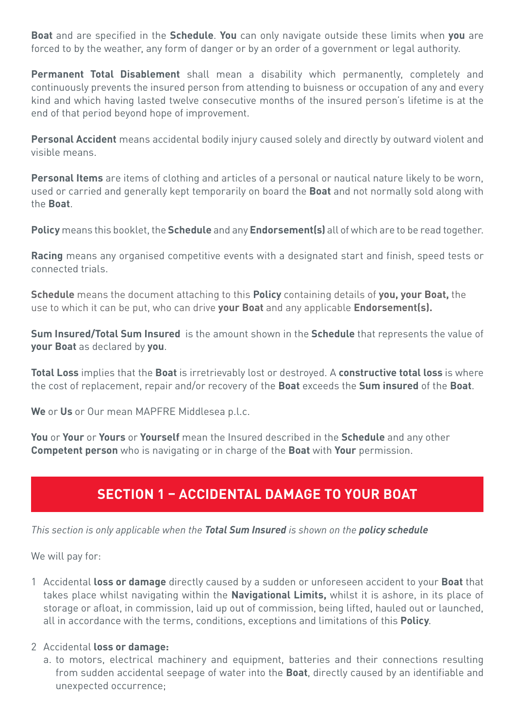**Boat** and are specified in the **Schedule**. **You** can only navigate outside these limits when **you** are forced to by the weather, any form of danger or by an order of a government or legal authority.

**Permanent Total Disablement** shall mean a disability which permanently, completely and continuously prevents the insured person from attending to buisness or occupation of any and every kind and which having lasted twelve consecutive months of the insured person's lifetime is at the end of that period beyond hope of improvement.

**Personal Accident** means accidental bodily injury caused solely and directly by outward violent and visible means.

**Personal Items** are items of clothing and articles of a personal or nautical nature likely to be worn, used or carried and generally kept temporarily on board the **Boat** and not normally sold along with the **Boat**.

**Policy** means this booklet, the **Schedule** and any **Endorsement(s)** all of which are to be read together.

**Racing** means any organised competitive events with a designated start and finish, speed tests or connected trials.

**Schedule** means the document attaching to this **Policy** containing details of **you, your Boat,** the use to which it can be put, who can drive **your Boat** and any applicable **Endorsement(s).**

**Sum Insured/Total Sum Insured** is the amount shown in the **Schedule** that represents the value of **your Boat** as declared by **you**.

**Total Loss** implies that the **Boat** is irretrievably lost or destroyed. A **constructive total loss** is where the cost of replacement, repair and/or recovery of the **Boat** exceeds the **Sum insured** of the **Boat**.

**We** or **Us** or Our mean MAPFRE Middlesea p.l.c.

**You** or **Your** or **Yours** or **Yourself** mean the Insured described in the **Schedule** and any other **Competent person** who is navigating or in charge of the **Boat** with **Your** permission.

## SECTION 1 – ACCIDENTAL DAMAGE TO YOUR BOAT

*This section is only applicable when the **Total Sum Insured** is shown on the **policy schedule***

We will pay for:

1 Accidental **loss or damage** directly caused by a sudden or unforeseen accident to your **Boat** that takes place whilst navigating within the **Navigational Limits,** whilst it is ashore, in its place of storage or afloat, in commission, laid up out of commission, being lifted, hauled out or launched, all in accordance with the terms, conditions, exceptions and limitations of this **Policy**.

2 Accidental **loss or damage:**
   a. to motors, electrical machinery and equipment, batteries and their connections resulting from sudden accidental seepage of water into the **Boat**, directly caused by an identifiable and unexpected occurrence;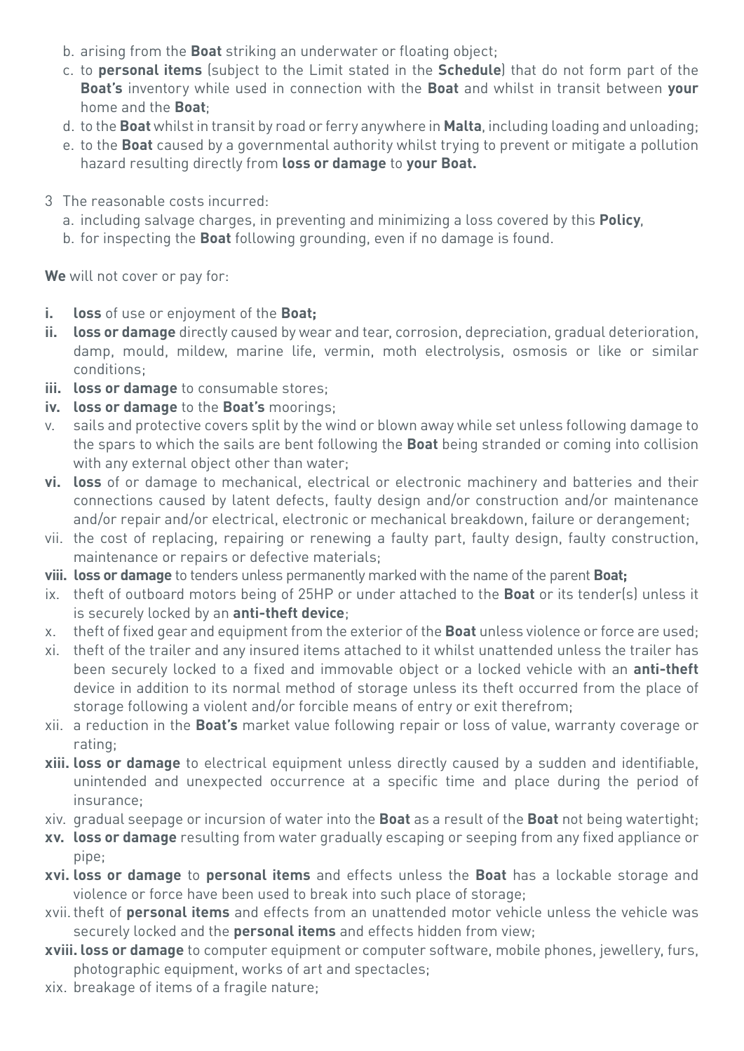b. arising from the **Boat** striking an underwater or floating object;
c. to **personal items** (subject to the Limit stated in the **Schedule**) that do not form part of the **Boat's** inventory while used in connection with the **Boat** and whilst in transit between **your** home and the **Boat**;
d. to the **Boat** whilst in transit by road or ferry anywhere in **Malta**, including loading and unloading;
e. to the **Boat** caused by a governmental authority whilst trying to prevent or mitigate a pollution hazard resulting directly from **loss or damage** to **your Boat.**

3 The reasonable costs incurred:
   a. including salvage charges, in preventing and minimizing a loss covered by this **Policy**,
   b. for inspecting the **Boat** following grounding, even if no damage is found.

**We** will not cover or pay for:

- **i. loss** of use or enjoyment of the **Boat;**
- **ii. loss or damage** directly caused by wear and tear, corrosion, depreciation, gradual deterioration, damp, mould, mildew, marine life, vermin, moth electrolysis, osmosis or like or similar conditions;
- **iii. loss or damage** to consumable stores;
- **iv. loss or damage** to the **Boat's** moorings;
- v. sails and protective covers split by the wind or blown away while set unless following damage to the spars to which the sails are bent following the **Boat** being stranded or coming into collision with any external object other than water;
- **vi. loss** of or damage to mechanical, electrical or electronic machinery and batteries and their connections caused by latent defects, faulty design and/or construction and/or maintenance and/or repair and/or electrical, electronic or mechanical breakdown, failure or derangement;
- vii. the cost of replacing, repairing or renewing a faulty part, faulty design, faulty construction, maintenance or repairs or defective materials;
- **viii. loss or damage** to tenders unless permanently marked with the name of the parent **Boat;**
- ix. theft of outboard motors being of 25HP or under attached to the **Boat** or its tender(s) unless it is securely locked by an **anti-theft device**;
- x. theft of fixed gear and equipment from the exterior of the **Boat** unless violence or force are used;
- xi. theft of the trailer and any insured items attached to it whilst unattended unless the trailer has been securely locked to a fixed and immovable object or a locked vehicle with an **anti-theft** device in addition to its normal method of storage unless its theft occurred from the place of storage following a violent and/or forcible means of entry or exit therefrom;
- xii. a reduction in the **Boat's** market value following repair or loss of value, warranty coverage or rating;
- **xiii. loss or damage** to electrical equipment unless directly caused by a sudden and identifiable, unintended and unexpected occurrence at a specific time and place during the period of insurance;
- xiv. gradual seepage or incursion of water into the **Boat** as a result of the **Boat** not being watertight;
- **xv. loss or damage** resulting from water gradually escaping or seeping from any fixed appliance or pipe;
- **xvi. loss or damage** to **personal items** and effects unless the **Boat** has a lockable storage and violence or force have been used to break into such place of storage;
- xvii. theft of **personal items** and effects from an unattended motor vehicle unless the vehicle was securely locked and the **personal items** and effects hidden from view;
- **xviii. loss or damage** to computer equipment or computer software, mobile phones, jewellery, furs, photographic equipment, works of art and spectacles;
- xix. breakage of items of a fragile nature;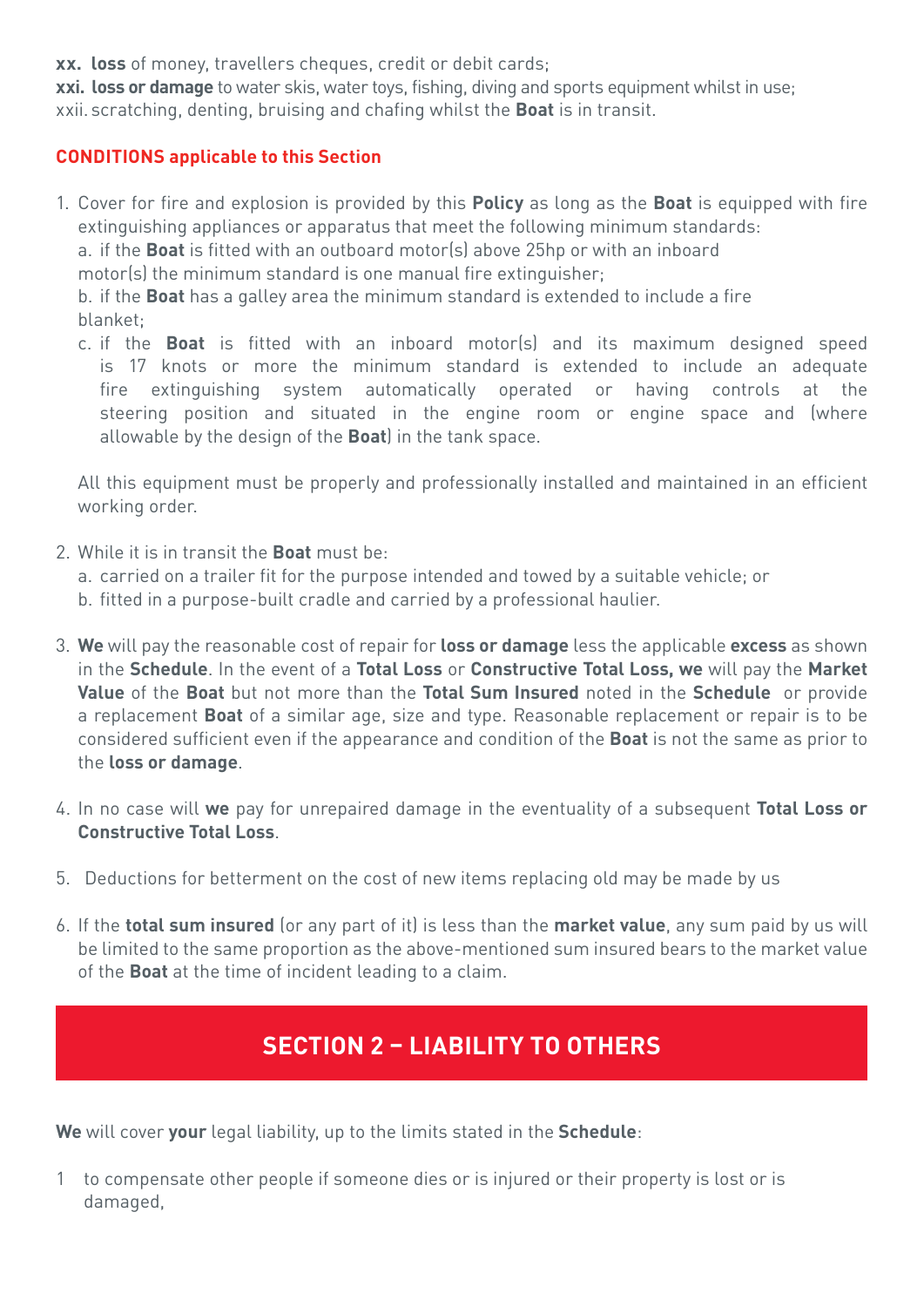**xx. loss** of money, travellers cheques, credit or debit cards;
**xxi. loss or damage** to water skis, water toys, fishing, diving and sports equipment whilst in use;
xxii. scratching, denting, bruising and chafing whilst the **Boat** is in transit.

**CONDITIONS applicable to this Section**

1. Cover for fire and explosion is provided by this **Policy** as long as the **Boat** is equipped with fire extinguishing appliances or apparatus that meet the following minimum standards:
   a. if the **Boat** is fitted with an outboard motor(s) above 25hp or with an inboard motor(s) the minimum standard is one manual fire extinguisher;
   b. if the **Boat** has a galley area the minimum standard is extended to include a fire blanket;
   c. if the **Boat** is fitted with an inboard motor(s) and its maximum designed speed is 17 knots or more the minimum standard is extended to include an adequate fire extinguishing system automatically operated or having controls at the steering position and situated in the engine room or engine space and (where allowable by the design of the **Boat**) in the tank space.

   All this equipment must be properly and professionally installed and maintained in an efficient working order.

2. While it is in transit the **Boat** must be:
   a. carried on a trailer fit for the purpose intended and towed by a suitable vehicle; or
   b. fitted in a purpose-built cradle and carried by a professional haulier.

3. **We** will pay the reasonable cost of repair for **loss or damage** less the applicable **excess** as shown in the **Schedule**. In the event of a **Total Loss** or **Constructive Total Loss, we** will pay the **Market Value** of the **Boat** but not more than the **Total Sum Insured** noted in the **Schedule** or provide a replacement **Boat** of a similar age, size and type. Reasonable replacement or repair is to be considered sufficient even if the appearance and condition of the **Boat** is not the same as prior to the **loss or damage**.

4. In no case will **we** pay for unrepaired damage in the eventuality of a subsequent **Total Loss or Constructive Total Loss**.

5. Deductions for betterment on the cost of new items replacing old may be made by us

6. If the **total sum insured** (or any part of it) is less than the **market value**, any sum paid by us will be limited to the same proportion as the above-mentioned sum insured bears to the market value of the **Boat** at the time of incident leading to a claim.

## SECTION 2 – LIABILITY TO OTHERS

**We** will cover **your** legal liability, up to the limits stated in the **Schedule**:

1 to compensate other people if someone dies or is injured or their property is lost or is damaged,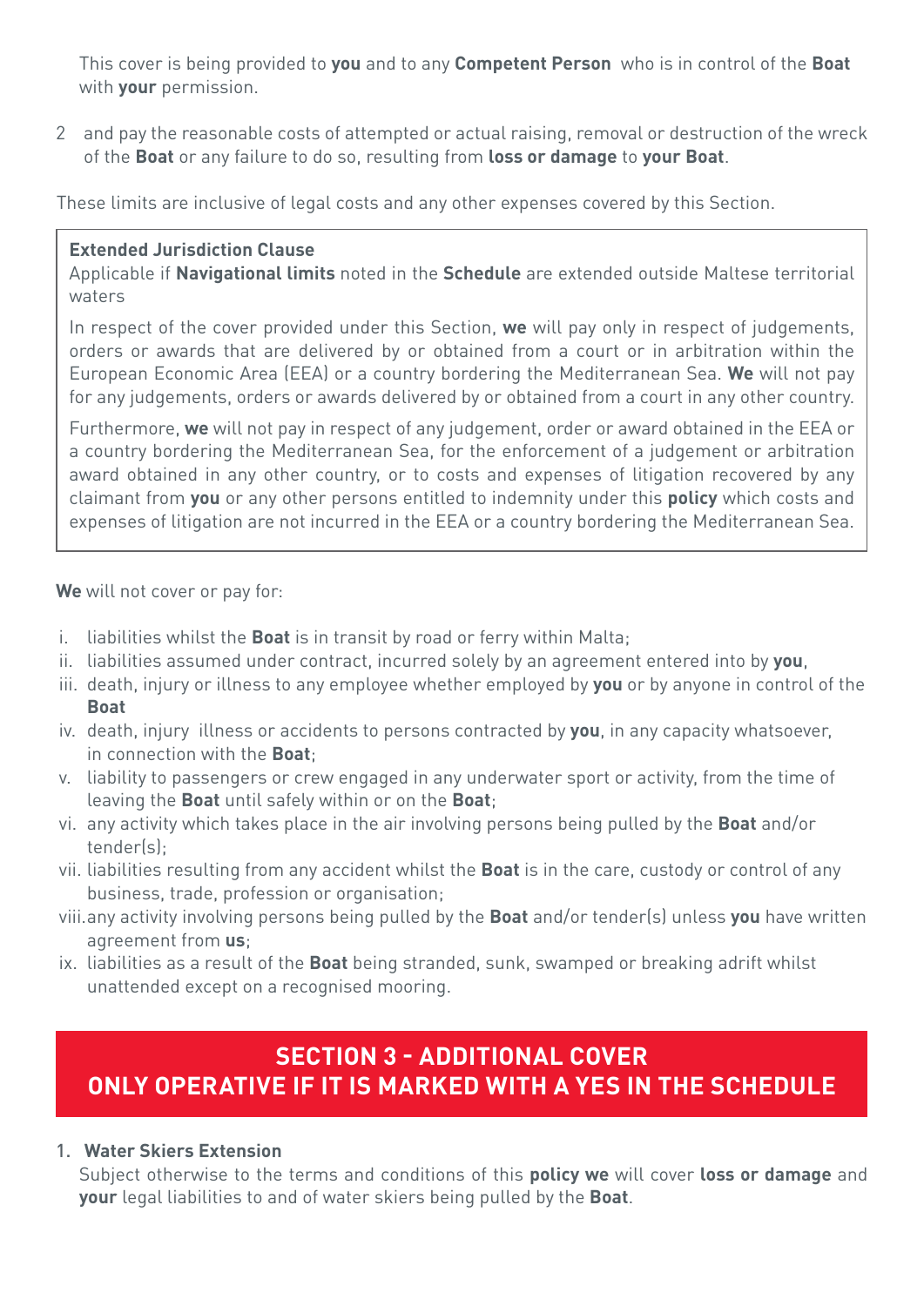This cover is being provided to **you** and to any **Competent Person** who is in control of the **Boat** with **your** permission.

2 and pay the reasonable costs of attempted or actual raising, removal or destruction of the wreck of the **Boat** or any failure to do so, resulting from **loss or damage** to **your Boat**.

These limits are inclusive of legal costs and any other expenses covered by this Section.

> **Extended Jurisdiction Clause**
> Applicable if **Navigational limits** noted in the **Schedule** are extended outside Maltese territorial waters
>
> In respect of the cover provided under this Section, **we** will pay only in respect of judgements, orders or awards that are delivered by or obtained from a court or in arbitration within the European Economic Area (EEA) or a country bordering the Mediterranean Sea. **We** will not pay for any judgements, orders or awards delivered by or obtained from a court in any other country.
>
> Furthermore, **we** will not pay in respect of any judgement, order or award obtained in the EEA or a country bordering the Mediterranean Sea, for the enforcement of a judgement or arbitration award obtained in any other country, or to costs and expenses of litigation recovered by any claimant from **you** or any other persons entitled to indemnity under this **policy** which costs and expenses of litigation are not incurred in the EEA or a country bordering the Mediterranean Sea.

**We** will not cover or pay for:

i. liabilities whilst the **Boat** is in transit by road or ferry within Malta;
ii. liabilities assumed under contract, incurred solely by an agreement entered into by **you**,
iii. death, injury or illness to any employee whether employed by **you** or by anyone in control of the **Boat**
iv. death, injury illness or accidents to persons contracted by **you**, in any capacity whatsoever, in connection with the **Boat**;
v. liability to passengers or crew engaged in any underwater sport or activity, from the time of leaving the **Boat** until safely within or on the **Boat**;
vi. any activity which takes place in the air involving persons being pulled by the **Boat** and/or tender(s);
vii. liabilities resulting from any accident whilst the **Boat** is in the care, custody or control of any business, trade, profession or organisation;
viii. any activity involving persons being pulled by the **Boat** and/or tender(s) unless **you** have written agreement from **us**;
ix. liabilities as a result of the **Boat** being stranded, sunk, swamped or breaking adrift whilst unattended except on a recognised mooring.

## SECTION 3 - ADDITIONAL COVER ONLY OPERATIVE IF IT IS MARKED WITH A YES IN THE SCHEDULE

1. **Water Skiers Extension**
   Subject otherwise to the terms and conditions of this **policy we** will cover **loss or damage** and **your** legal liabilities to and of water skiers being pulled by the **Boat**.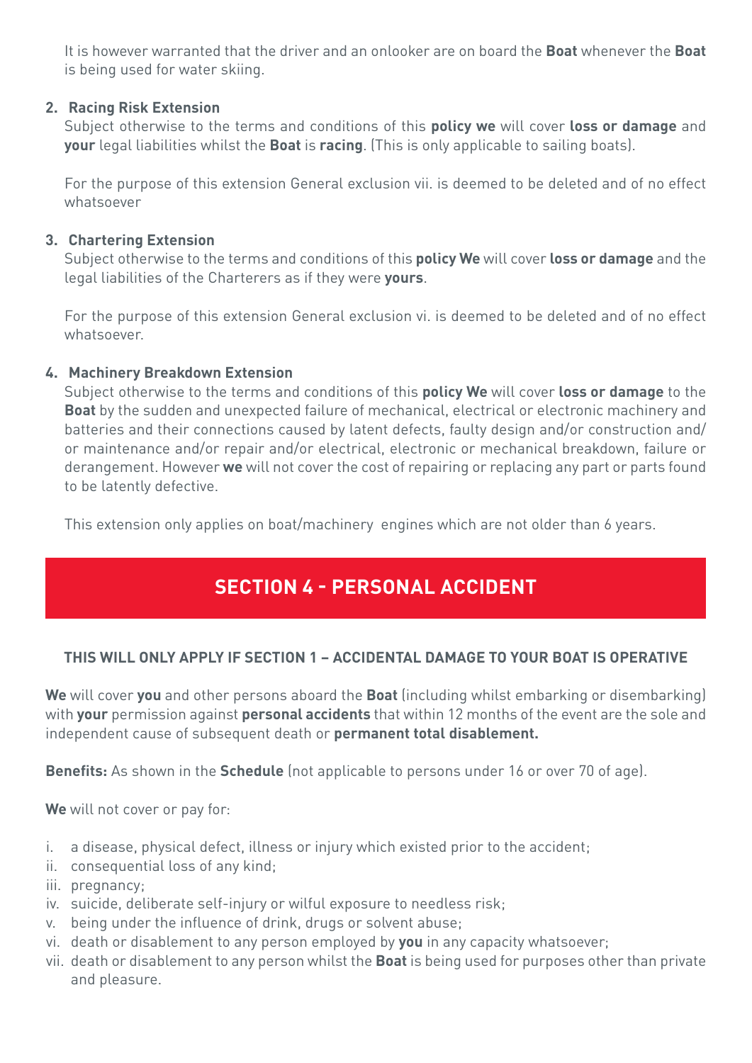It is however warranted that the driver and an onlooker are on board the **Boat** whenever the **Boat** is being used for water skiing.

**2. Racing Risk Extension**

Subject otherwise to the terms and conditions of this **policy we** will cover **loss or damage** and **your** legal liabilities whilst the **Boat** is **racing**. (This is only applicable to sailing boats).

For the purpose of this extension General exclusion vii. is deemed to be deleted and of no effect whatsoever

**3. Chartering Extension**

Subject otherwise to the terms and conditions of this **policy We** will cover **loss or damage** and the legal liabilities of the Charterers as if they were **yours**.

For the purpose of this extension General exclusion vi. is deemed to be deleted and of no effect whatsoever.

**4. Machinery Breakdown Extension**

Subject otherwise to the terms and conditions of this **policy We** will cover **loss or damage** to the **Boat** by the sudden and unexpected failure of mechanical, electrical or electronic machinery and batteries and their connections caused by latent defects, faulty design and/or construction and/or maintenance and/or repair and/or electrical, electronic or mechanical breakdown, failure or derangement. However **we** will not cover the cost of repairing or replacing any part or parts found to be latently defective.

This extension only applies on boat/machinery engines which are not older than 6 years.

## SECTION 4 - PERSONAL ACCIDENT

**THIS WILL ONLY APPLY IF SECTION 1 – ACCIDENTAL DAMAGE TO YOUR BOAT IS OPERATIVE**

**We** will cover **you** and other persons aboard the **Boat** (including whilst embarking or disembarking) with **your** permission against **personal accidents** that within 12 months of the event are the sole and independent cause of subsequent death or **permanent total disablement.**

**Benefits:** As shown in the **Schedule** (not applicable to persons under 16 or over 70 of age).

**We** will not cover or pay for:

i. a disease, physical defect, illness or injury which existed prior to the accident;
ii. consequential loss of any kind;
iii. pregnancy;
iv. suicide, deliberate self-injury or wilful exposure to needless risk;
v. being under the influence of drink, drugs or solvent abuse;
vi. death or disablement to any person employed by **you** in any capacity whatsoever;
vii. death or disablement to any person whilst the **Boat** is being used for purposes other than private and pleasure.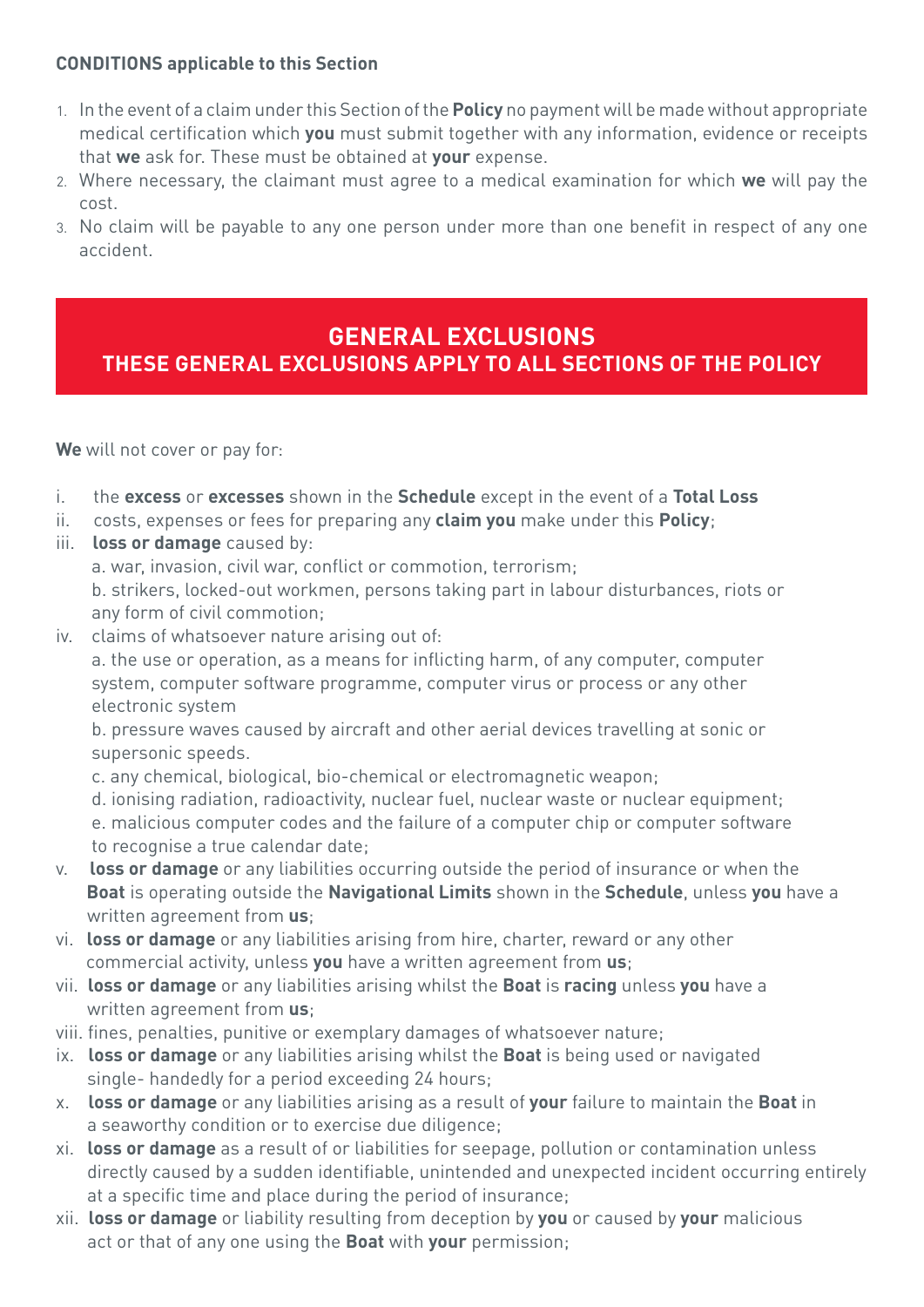**CONDITIONS applicable to this Section**

1. In the event of a claim under this Section of the **Policy** no payment will be made without appropriate medical certification which **you** must submit together with any information, evidence or receipts that **we** ask for. These must be obtained at **your** expense.
2. Where necessary, the claimant must agree to a medical examination for which **we** will pay the cost.
3. No claim will be payable to any one person under more than one benefit in respect of any one accident.

## GENERAL EXCLUSIONS
### THESE GENERAL EXCLUSIONS APPLY TO ALL SECTIONS OF THE POLICY

**We** will not cover or pay for:

i. the **excess** or **excesses** shown in the **Schedule** except in the event of a **Total Loss**

ii. costs, expenses or fees for preparing any **claim you** make under this **Policy**;

iii. **loss or damage** caused by:
   a. war, invasion, civil war, conflict or commotion, terrorism;
   b. strikers, locked-out workmen, persons taking part in labour disturbances, riots or any form of civil commotion;

iv. claims of whatsoever nature arising out of:
   a. the use or operation, as a means for inflicting harm, of any computer, computer system, computer software programme, computer virus or process or any other electronic system
   b. pressure waves caused by aircraft and other aerial devices travelling at sonic or supersonic speeds.
   c. any chemical, biological, bio-chemical or electromagnetic weapon;
   d. ionising radiation, radioactivity, nuclear fuel, nuclear waste or nuclear equipment;
   e. malicious computer codes and the failure of a computer chip or computer software to recognise a true calendar date;

v. **loss or damage** or any liabilities occurring outside the period of insurance or when the **Boat** is operating outside the **Navigational Limits** shown in the **Schedule**, unless **you** have a written agreement from **us**;

vi. **loss or damage** or any liabilities arising from hire, charter, reward or any other commercial activity, unless **you** have a written agreement from **us**;

vii. **loss or damage** or any liabilities arising whilst the **Boat** is **racing** unless **you** have a written agreement from **us**;

viii. fines, penalties, punitive or exemplary damages of whatsoever nature;

ix. **loss or damage** or any liabilities arising whilst the **Boat** is being used or navigated single- handedly for a period exceeding 24 hours;

x. **loss or damage** or any liabilities arising as a result of **your** failure to maintain the **Boat** in a seaworthy condition or to exercise due diligence;

xi. **loss or damage** as a result of or liabilities for seepage, pollution or contamination unless directly caused by a sudden identifiable, unintended and unexpected incident occurring entirely at a specific time and place during the period of insurance;

xii. **loss or damage** or liability resulting from deception by **you** or caused by **your** malicious act or that of any one using the **Boat** with **your** permission;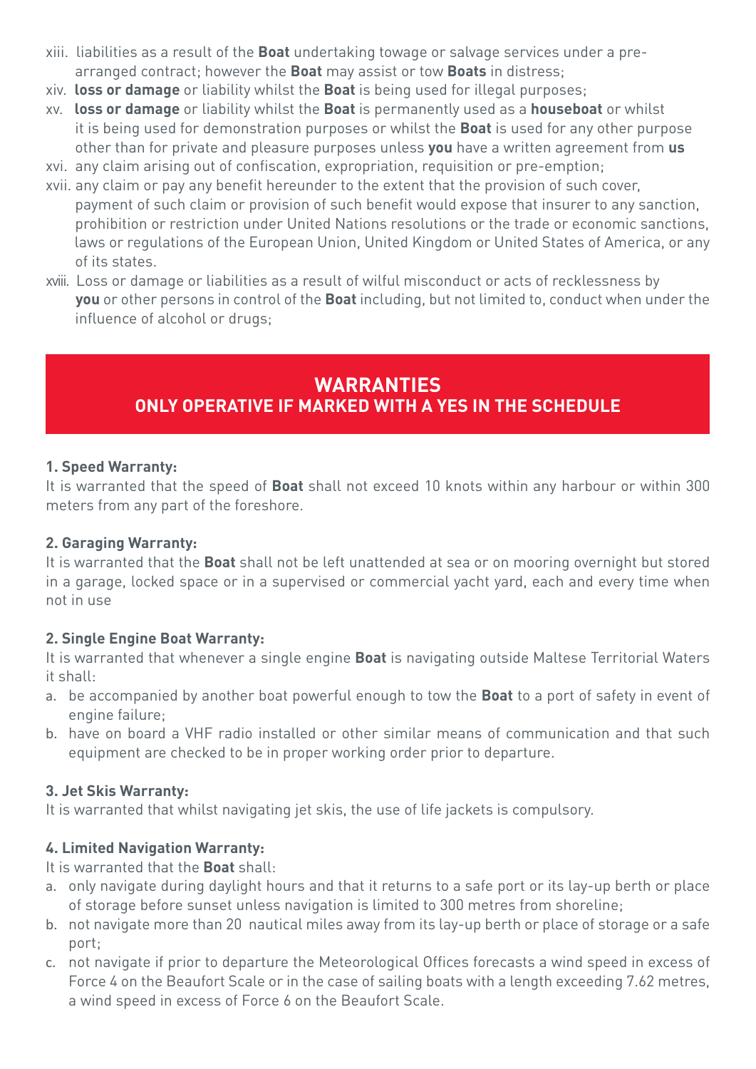xiii. liabilities as a result of the **Boat** undertaking towage or salvage services under a pre-arranged contract; however the **Boat** may assist or tow **Boats** in distress;

xiv. **loss or damage** or liability whilst the **Boat** is being used for illegal purposes;

xv. **loss or damage** or liability whilst the **Boat** is permanently used as a **houseboat** or whilst it is being used for demonstration purposes or whilst the **Boat** is used for any other purpose other than for private and pleasure purposes unless **you** have a written agreement from **us**

xvi. any claim arising out of confiscation, expropriation, requisition or pre-emption;

xvii. any claim or pay any benefit hereunder to the extent that the provision of such cover, payment of such claim or provision of such benefit would expose that insurer to any sanction, prohibition or restriction under United Nations resolutions or the trade or economic sanctions, laws or regulations of the European Union, United Kingdom or United States of America, or any of its states.

xviii. Loss or damage or liabilities as a result of wilful misconduct or acts of recklessness by **you** or other persons in control of the **Boat** including, but not limited to, conduct when under the influence of alcohol or drugs;

## WARRANTIES
### ONLY OPERATIVE IF MARKED WITH A YES IN THE SCHEDULE

**1. Speed Warranty:**

It is warranted that the speed of **Boat** shall not exceed 10 knots within any harbour or within 300 meters from any part of the foreshore.

**2. Garaging Warranty:**

It is warranted that the **Boat** shall not be left unattended at sea or on mooring overnight but stored in a garage, locked space or in a supervised or commercial yacht yard, each and every time when not in use

**2. Single Engine Boat Warranty:**

It is warranted that whenever a single engine **Boat** is navigating outside Maltese Territorial Waters it shall:

a. be accompanied by another boat powerful enough to tow the **Boat** to a port of safety in event of engine failure;
b. have on board a VHF radio installed or other similar means of communication and that such equipment are checked to be in proper working order prior to departure.

**3. Jet Skis Warranty:**

It is warranted that whilst navigating jet skis, the use of life jackets is compulsory.

**4. Limited Navigation Warranty:**

It is warranted that the **Boat** shall:

a. only navigate during daylight hours and that it returns to a safe port or its lay-up berth or place of storage before sunset unless navigation is limited to 300 metres from shoreline;
b. not navigate more than 20 nautical miles away from its lay-up berth or place of storage or a safe port;
c. not navigate if prior to departure the Meteorological Offices forecasts a wind speed in excess of Force 4 on the Beaufort Scale or in the case of sailing boats with a length exceeding 7.62 metres, a wind speed in excess of Force 6 on the Beaufort Scale.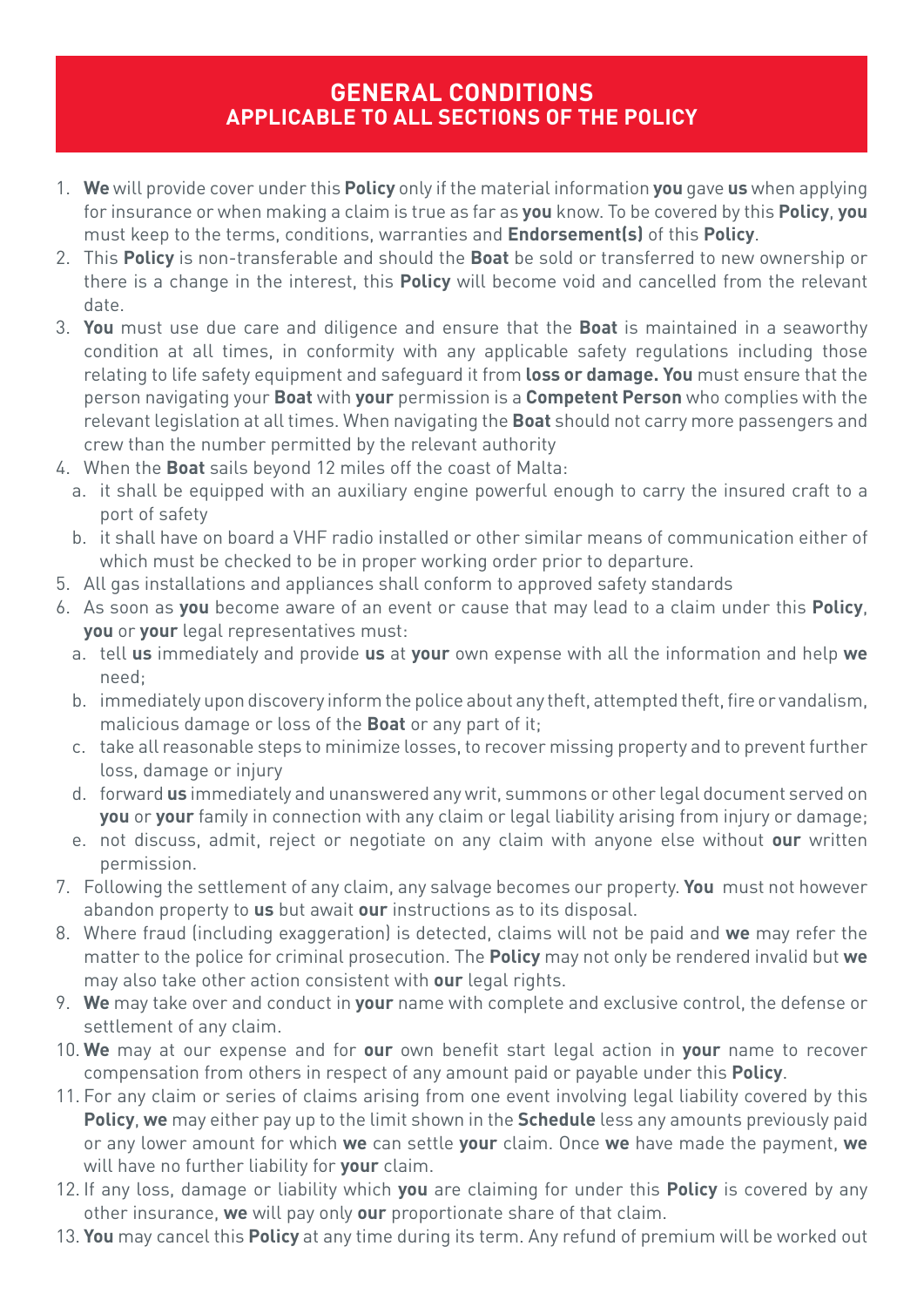## GENERAL CONDITIONS
## APPLICABLE TO ALL SECTIONS OF THE POLICY

1. **We** will provide cover under this **Policy** only if the material information **you** gave **us** when applying for insurance or when making a claim is true as far as **you** know. To be covered by this **Policy**, **you** must keep to the terms, conditions, warranties and **Endorsement(s)** of this **Policy**.
2. This **Policy** is non-transferable and should the **Boat** be sold or transferred to new ownership or there is a change in the interest, this **Policy** will become void and cancelled from the relevant date.
3. **You** must use due care and diligence and ensure that the **Boat** is maintained in a seaworthy condition at all times, in conformity with any applicable safety regulations including those relating to life safety equipment and safeguard it from **loss or damage. You** must ensure that the person navigating your **Boat** with **your** permission is a **Competent Person** who complies with the relevant legislation at all times. When navigating the **Boat** should not carry more passengers and crew than the number permitted by the relevant authority
4. When the **Boat** sails beyond 12 miles off the coast of Malta:
   a. it shall be equipped with an auxiliary engine powerful enough to carry the insured craft to a port of safety
   b. it shall have on board a VHF radio installed or other similar means of communication either of which must be checked to be in proper working order prior to departure.
5. All gas installations and appliances shall conform to approved safety standards
6. As soon as **you** become aware of an event or cause that may lead to a claim under this **Policy**, **you** or **your** legal representatives must:
   a. tell **us** immediately and provide **us** at **your** own expense with all the information and help **we** need;
   b. immediately upon discovery inform the police about any theft, attempted theft, fire or vandalism, malicious damage or loss of the **Boat** or any part of it;
   c. take all reasonable steps to minimize losses, to recover missing property and to prevent further loss, damage or injury
   d. forward **us** immediately and unanswered any writ, summons or other legal document served on **you** or **your** family in connection with any claim or legal liability arising from injury or damage;
   e. not discuss, admit, reject or negotiate on any claim with anyone else without **our** written permission.
7. Following the settlement of any claim, any salvage becomes our property. **You** must not however abandon property to **us** but await **our** instructions as to its disposal.
8. Where fraud (including exaggeration) is detected, claims will not be paid and **we** may refer the matter to the police for criminal prosecution. The **Policy** may not only be rendered invalid but **we** may also take other action consistent with **our** legal rights.
9. **We** may take over and conduct in **your** name with complete and exclusive control, the defense or settlement of any claim.
10. **We** may at our expense and for **our** own benefit start legal action in **your** name to recover compensation from others in respect of any amount paid or payable under this **Policy**.
11. For any claim or series of claims arising from one event involving legal liability covered by this **Policy**, **we** may either pay up to the limit shown in the **Schedule** less any amounts previously paid or any lower amount for which **we** can settle **your** claim. Once **we** have made the payment, **we** will have no further liability for **your** claim.
12. If any loss, damage or liability which **you** are claiming for under this **Policy** is covered by any other insurance, **we** will pay only **our** proportionate share of that claim.
13. **You** may cancel this **Policy** at any time during its term. Any refund of premium will be worked out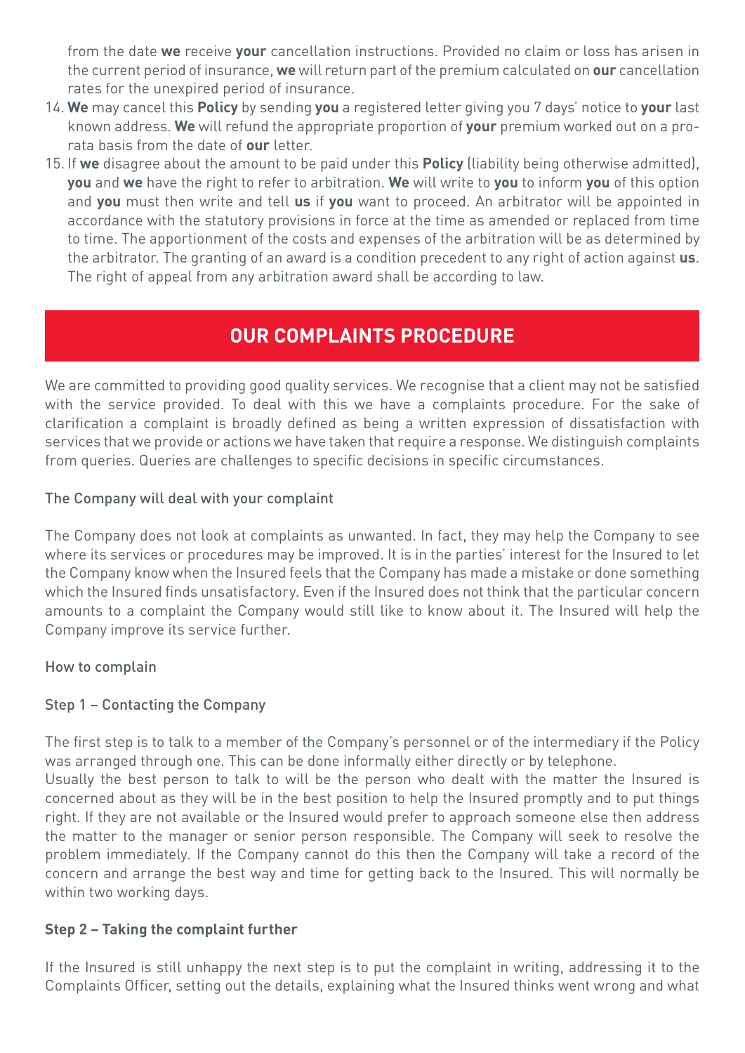from the date **we** receive **your** cancellation instructions. Provided no claim or loss has arisen in the current period of insurance, **we** will return part of the premium calculated on **our** cancellation rates for the unexpired period of insurance.

14. **We** may cancel this **Policy** by sending **you** a registered letter giving you 7 days' notice to **your** last known address. **We** will refund the appropriate proportion of **your** premium worked out on a pro-rata basis from the date of **our** letter.
15. If **we** disagree about the amount to be paid under this **Policy** (liability being otherwise admitted), **you** and **we** have the right to refer to arbitration. **We** will write to **you** to inform **you** of this option and **you** must then write and tell **us** if **you** want to proceed. An arbitrator will be appointed in accordance with the statutory provisions in force at the time as amended or replaced from time to time. The apportionment of the costs and expenses of the arbitration will be as determined by the arbitrator. The granting of an award is a condition precedent to any right of action against **us**. The right of appeal from any arbitration award shall be according to law.

## OUR COMPLAINTS PROCEDURE

We are committed to providing good quality services. We recognise that a client may not be satisfied with the service provided. To deal with this we have a complaints procedure. For the sake of clarification a complaint is broadly defined as being a written expression of dissatisfaction with services that we provide or actions we have taken that require a response. We distinguish complaints from queries. Queries are challenges to specific decisions in specific circumstances.

The Company will deal with your complaint

The Company does not look at complaints as unwanted. In fact, they may help the Company to see where its services or procedures may be improved. It is in the parties' interest for the Insured to let the Company know when the Insured feels that the Company has made a mistake or done something which the Insured finds unsatisfactory. Even if the Insured does not think that the particular concern amounts to a complaint the Company would still like to know about it. The Insured will help the Company improve its service further.

How to complain

Step 1 – Contacting the Company

The first step is to talk to a member of the Company's personnel or of the intermediary if the Policy was arranged through one. This can be done informally either directly or by telephone.
Usually the best person to talk to will be the person who dealt with the matter the Insured is concerned about as they will be in the best position to help the Insured promptly and to put things right. If they are not available or the Insured would prefer to approach someone else then address the matter to the manager or senior person responsible. The Company will seek to resolve the problem immediately. If the Company cannot do this then the Company will take a record of the concern and arrange the best way and time for getting back to the Insured. This will normally be within two working days.

**Step 2 – Taking the complaint further**

If the Insured is still unhappy the next step is to put the complaint in writing, addressing it to the Complaints Officer, setting out the details, explaining what the Insured thinks went wrong and what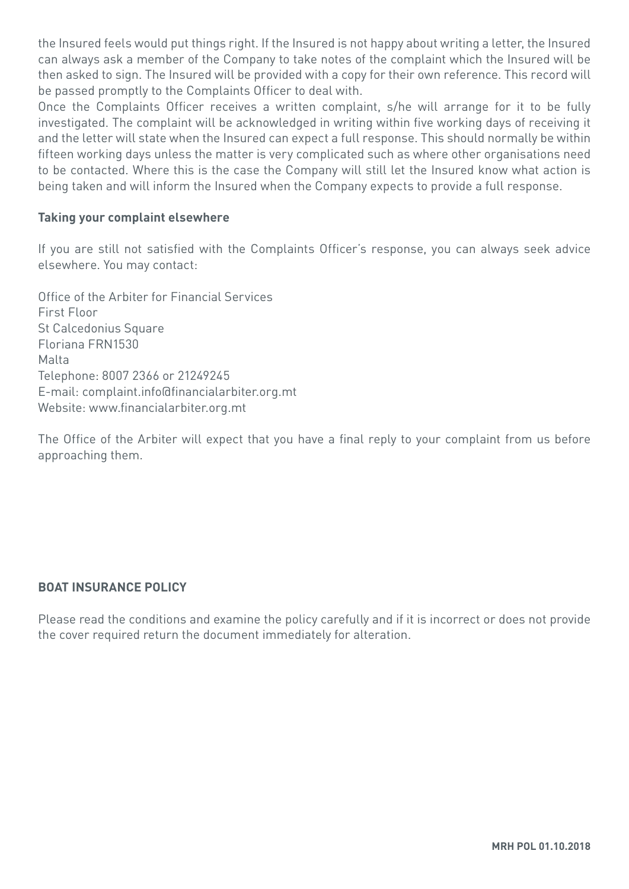the Insured feels would put things right. If the Insured is not happy about writing a letter, the Insured can always ask a member of the Company to take notes of the complaint which the Insured will be then asked to sign. The Insured will be provided with a copy for their own reference. This record will be passed promptly to the Complaints Officer to deal with.

Once the Complaints Officer receives a written complaint, s/he will arrange for it to be fully investigated. The complaint will be acknowledged in writing within five working days of receiving it and the letter will state when the Insured can expect a full response. This should normally be within fifteen working days unless the matter is very complicated such as where other organisations need to be contacted. Where this is the case the Company will still let the Insured know what action is being taken and will inform the Insured when the Company expects to provide a full response.

**Taking your complaint elsewhere**

If you are still not satisfied with the Complaints Officer's response, you can always seek advice elsewhere. You may contact:

Office of the Arbiter for Financial Services
First Floor
St Calcedonius Square
Floriana FRN1530
Malta
Telephone: 8007 2366 or 21249245
E-mail: complaint.info@financialarbiter.org.mt
Website: www.financialarbiter.org.mt

The Office of the Arbiter will expect that you have a final reply to your complaint from us before approaching them.

**BOAT INSURANCE POLICY**

Please read the conditions and examine the policy carefully and if it is incorrect or does not provide the cover required return the document immediately for alteration.

MRH POL 01.10.2018